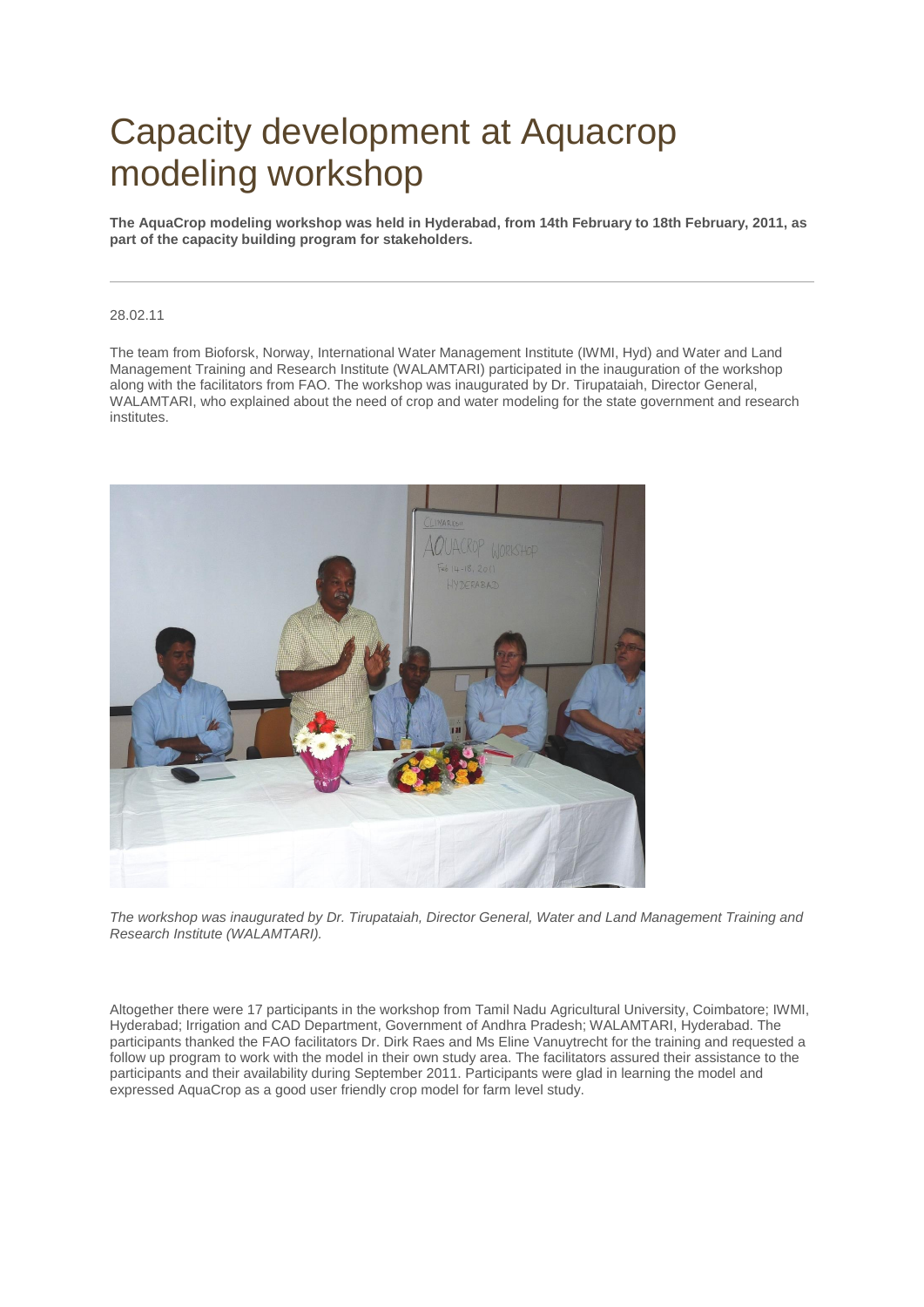# Capacity development at Aquacrop modeling workshop

**The AquaCrop modeling workshop was held in Hyderabad, from 14th February to 18th February, 2011, as part of the capacity building program for stakeholders.**

---

28.02.11

The team from Bioforsk, Norway, International Water Management Institute (IWMI, Hyd) and Water and Land Management Training and Research Institute (WALAMTARI) participated in the inauguration of the workshop along with the facilitators from FAO. The workshop was inaugurated by Dr. Tirupataiah, Director General, WALAMTARI, who explained about the need of crop and water modeling for the state government and research institutes.

*The workshop was inaugurated by Dr. Tirupataiah, Director General, Water and Land Management Training and Research Institute (WALAMTARI).*

Altogether there were 17 participants in the workshop from Tamil Nadu Agricultural University, Coimbatore; IWMI, Hyderabad; Irrigation and CAD Department, Government of Andhra Pradesh; WALAMTARI, Hyderabad. The participants thanked the FAO facilitators Dr. Dirk Raes and Ms Eline Vanuytrecht for the training and requested a follow up program to work with the model in their own study area. The facilitators assured their assistance to the participants and their availability during September 2011. Participants were glad in learning the model and expressed AquaCrop as a good user friendly crop model for farm level study.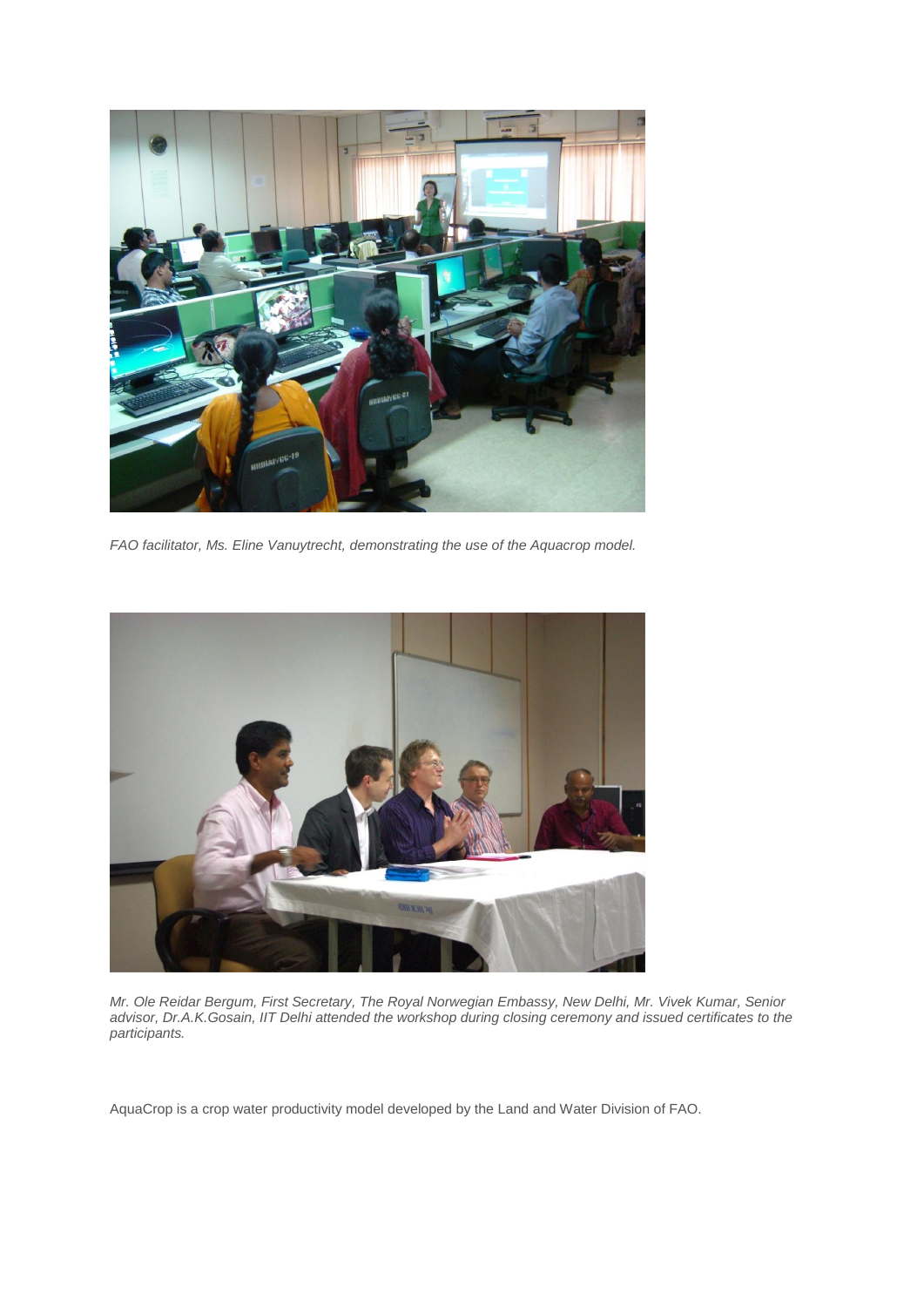*FAO facilitator, Ms. Eline Vanuytrecht, demonstrating the use of the Aquacrop model.*

*Mr. Ole Reidar Bergum, First Secretary, The Royal Norwegian Embassy, New Delhi, Mr. Vivek Kumar, Senior advisor, Dr.A.K.Gosain, IIT Delhi attended the workshop during closing ceremony and issued certificates to the participants.*

AquaCrop is a crop water productivity model developed by the Land and Water Division of FAO.